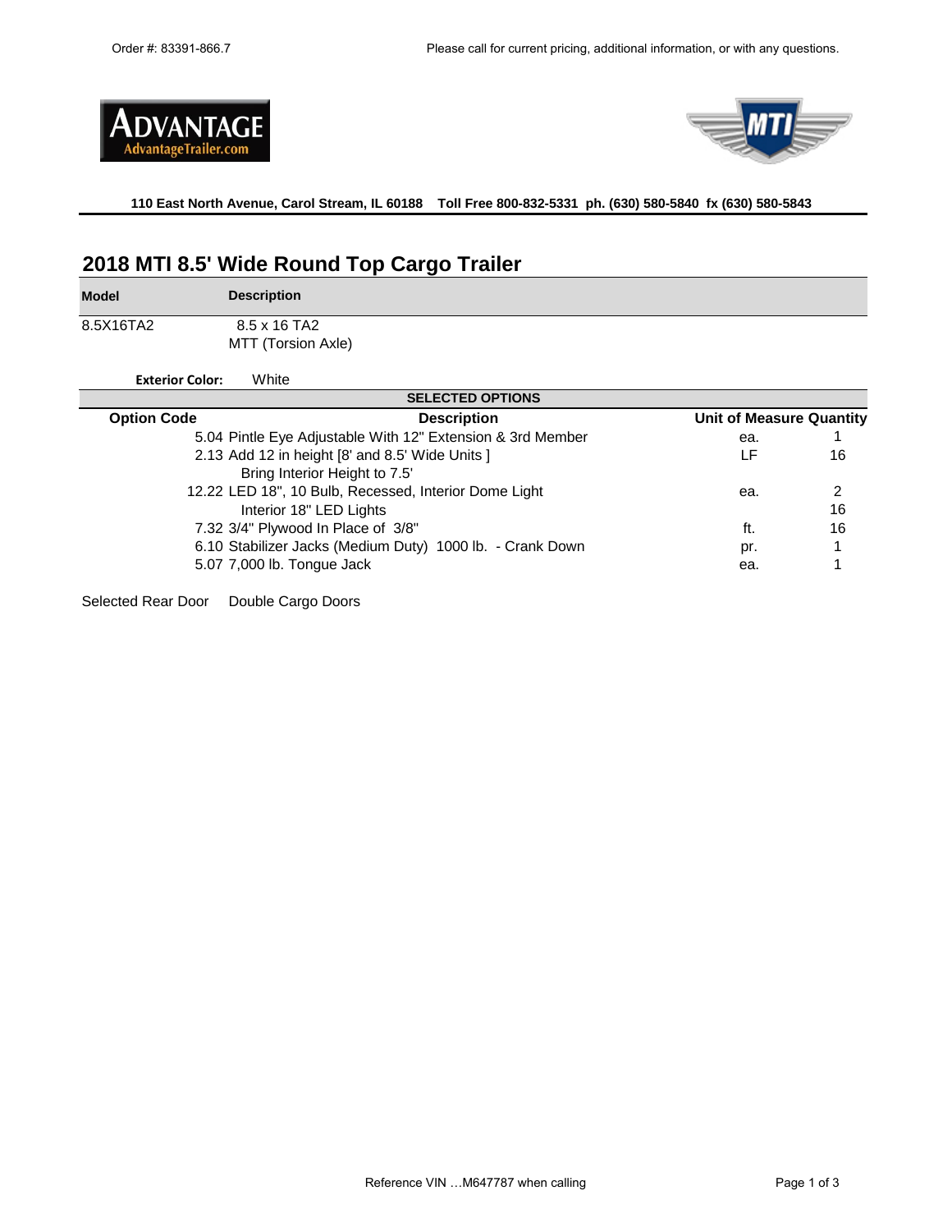Order #: 83391-866.7

Please call for current pricing, additional information, or with any questions.

ADVANTAGE
AdvantageTrailer.com

MTI

**110 East North Avenue, Carol Stream, IL 60188 Toll Free 800-832-5331 ph. (630) 580-5840 fx (630) 580-5843**

# 2018 MTI 8.5' Wide Round Top Cargo Trailer

| Model | Description |
|---|---|
| 8.5X16TA2 | 8.5 x 16 TA2<br>MTT (Torsion Axle) |

**Exterior Color:** White

**SELECTED OPTIONS**

| Option Code | Description | Unit of Measure | Quantity |
|---|---|---|---|
| 5.04 | Pintle Eye Adjustable With 12" Extension & 3rd Member | ea. | 1 |
| 2.13 | Add 12 in height [8' and 8.5' Wide Units ]<br>Bring Interior Height to 7.5' | LF | 16 |
| 12.22 | LED 18", 10 Bulb, Recessed, Interior Dome Light | ea. | 2 |
| | Interior 18" LED Lights | | 16 |
| 7.32 | 3/4" Plywood In Place of 3/8" | ft. | 16 |
| 6.10 | Stabilizer Jacks (Medium Duty) 1000 lb. - Crank Down | pr. | 1 |
| 5.07 | 7,000 lb. Tongue Jack | ea. | 1 |

Selected Rear Door Double Cargo Doors

Reference VIN …M647787 when calling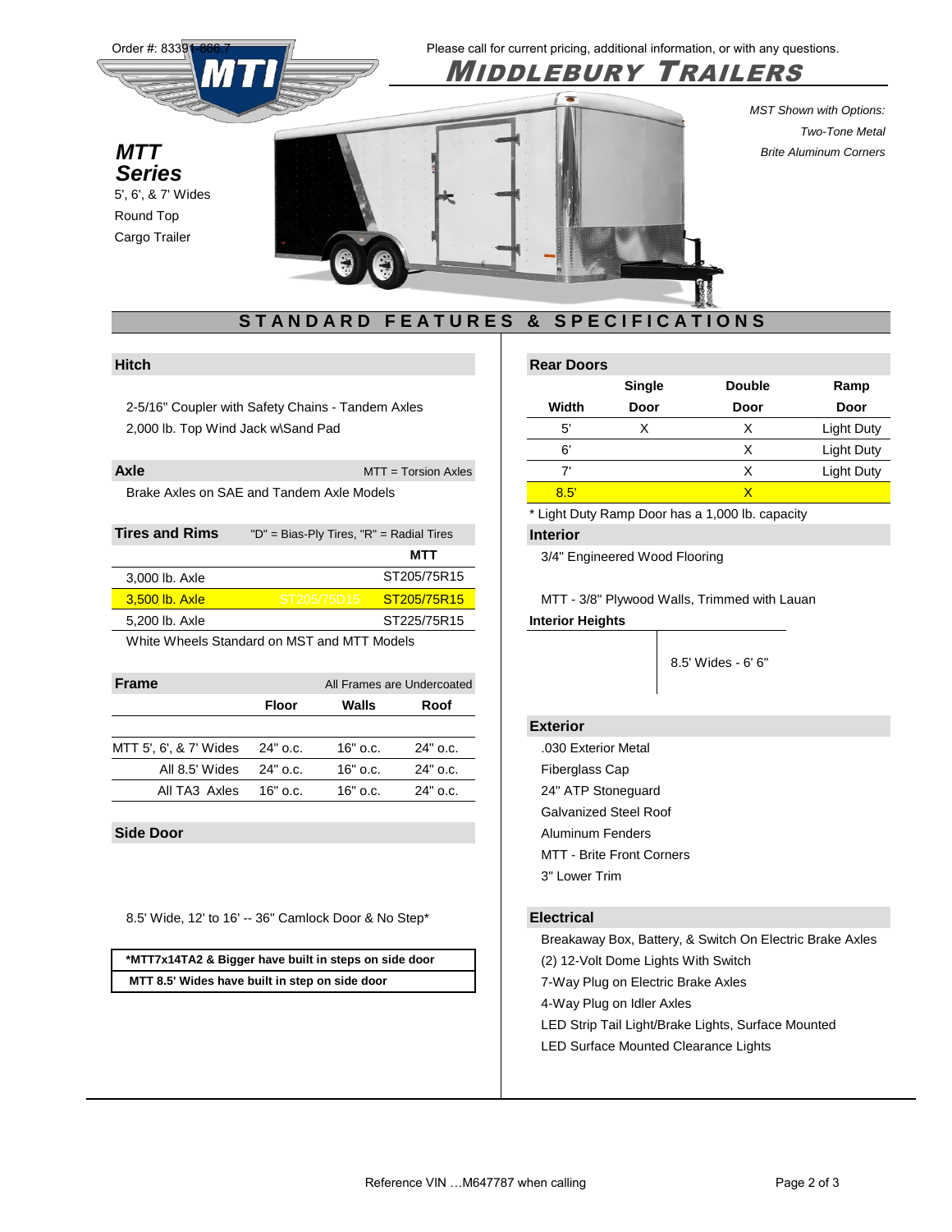Order #: 83391-866.7

Please call for current pricing, additional information, or with any questions.

# MIDDLEBURY TRAILERS

## MTT Series

5', 6', & 7' Wides
Round Top
Cargo Trailer

*MST Shown with Options:*
*Two-Tone Metal*
*Brite Aluminum Corners*

## STANDARD FEATURES & SPECIFICATIONS

### Hitch

2-5/16" Coupler with Safety Chains - Tandem Axles
2,000 lb. Top Wind Jack w\Sand Pad

### Axle

MTT = Torsion Axles

Brake Axles on SAE and Tandem Axle Models

### Tires and Rims

"D" = Bias-Ply Tires, "R" = Radial Tires

| | | MTT |
|---|---|---|
| 3,000 lb. Axle | | ST205/75R15 |
| 3,500 lb. Axle | ST205/75D15 | ST205/75R15 |
| 5,200 lb. Axle | | ST225/75R15 |

White Wheels Standard on MST and MTT Models

### Frame

All Frames are Undercoated

| | Floor | Walls | Roof |
|---|---|---|---|
| MTT 5', 6', & 7' Wides | 24" o.c. | 16" o.c. | 24" o.c. |
| All 8.5' Wides | 24" o.c. | 16" o.c. | 24" o.c. |
| All TA3 Axles | 16" o.c. | 16" o.c. | 24" o.c. |

### Side Door

8.5' Wide, 12' to 16' -- 36" Camlock Door & No Step*

**\*MTT7x14TA2 & Bigger have built in steps on side door**
**MTT 8.5' Wides have built in step on side door**

### Rear Doors

| Width | Single Door | Double Door | Ramp Door |
|---|---|---|---|
| 5' | X | X | Light Duty |
| 6' | | X | Light Duty |
| 7' | | X | Light Duty |
| 8.5' | | X | |

\* Light Duty Ramp Door has a 1,000 lb. capacity

### Interior

3/4" Engineered Wood Flooring

MTT - 3/8" Plywood Walls, Trimmed with Lauan

### Interior Heights

8.5' Wides - 6' 6"

### Exterior

.030 Exterior Metal
Fiberglass Cap
24" ATP Stoneguard
Galvanized Steel Roof
Aluminum Fenders
MTT - Brite Front Corners
3" Lower Trim

### Electrical

Breakaway Box, Battery, & Switch On Electric Brake Axles
(2) 12-Volt Dome Lights With Switch
7-Way Plug on Electric Brake Axles
4-Way Plug on Idler Axles
LED Strip Tail Light/Brake Lights, Surface Mounted
LED Surface Mounted Clearance Lights

Reference VIN …M647787 when calling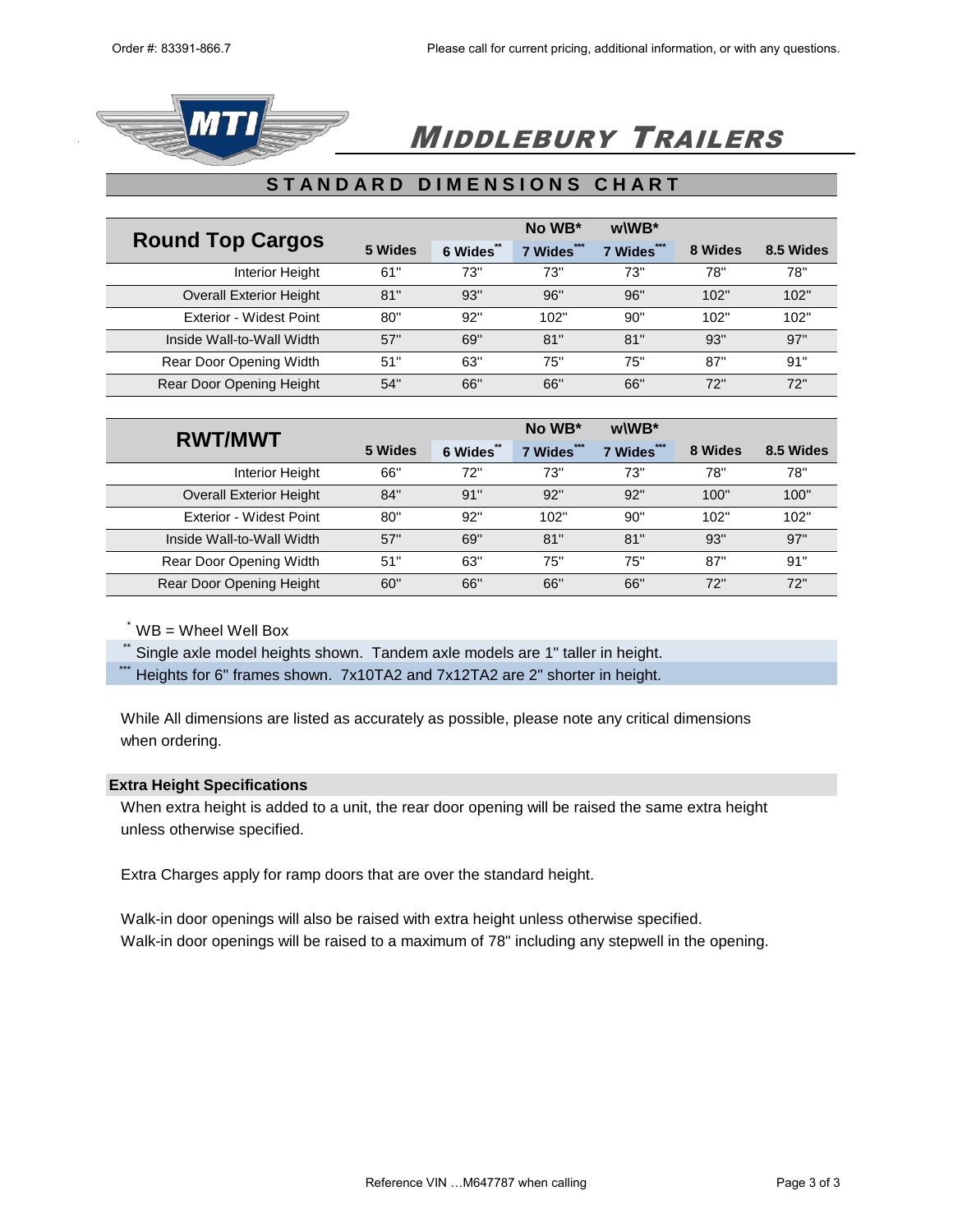Order #: 83391-866.7

Please call for current pricing, additional information, or with any questions.

# MIDDLEBURY TRAILERS

## STANDARD DIMENSIONS CHART

| Round Top Cargos | 5 Wides | 6 Wides** | No WB* 7 Wides*** | w\WB* 7 Wides*** | 8 Wides | 8.5 Wides |
|---|---|---|---|---|---|---|
| Interior Height | 61" | 73" | 73" | 73" | 78" | 78" |
| Overall Exterior Height | 81" | 93" | 96" | 96" | 102" | 102" |
| Exterior - Widest Point | 80" | 92" | 102" | 90" | 102" | 102" |
| Inside Wall-to-Wall Width | 57" | 69" | 81" | 81" | 93" | 97" |
| Rear Door Opening Width | 51" | 63" | 75" | 75" | 87" | 91" |
| Rear Door Opening Height | 54" | 66" | 66" | 66" | 72" | 72" |

| RWT/MWT | 5 Wides | 6 Wides** | No WB* 7 Wides*** | w\WB* 7 Wides*** | 8 Wides | 8.5 Wides |
|---|---|---|---|---|---|---|
| Interior Height | 66" | 72" | 73" | 73" | 78" | 78" |
| Overall Exterior Height | 84" | 91" | 92" | 92" | 100" | 100" |
| Exterior - Widest Point | 80" | 92" | 102" | 90" | 102" | 102" |
| Inside Wall-to-Wall Width | 57" | 69" | 81" | 81" | 93" | 97" |
| Rear Door Opening Width | 51" | 63" | 75" | 75" | 87" | 91" |
| Rear Door Opening Height | 60" | 66" | 66" | 66" | 72" | 72" |

* WB = Wheel Well Box

** Single axle model heights shown. Tandem axle models are 1" taller in height.

*** Heights for 6" frames shown. 7x10TA2 and 7x12TA2 are 2" shorter in height.

While All dimensions are listed as accurately as possible, please note any critical dimensions when ordering.

**Extra Height Specifications**

When extra height is added to a unit, the rear door opening will be raised the same extra height unless otherwise specified.

Extra Charges apply for ramp doors that are over the standard height.

Walk-in door openings will also be raised with extra height unless otherwise specified.
Walk-in door openings will be raised to a maximum of 78" including any stepwell in the opening.

Reference VIN …M647787 when calling